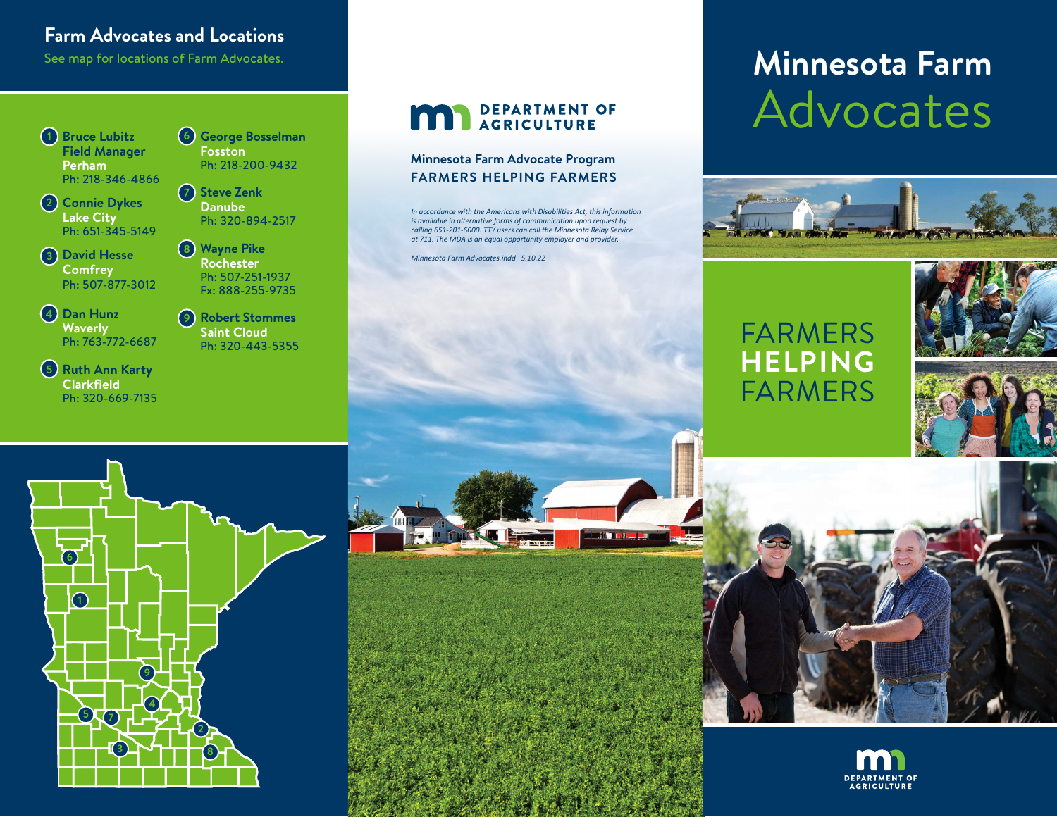## Farm Advocates and Locations

See map for locations of Farm Advocates.

1. **Bruce Lubitz**
   **Field Manager**
   **Perham**
   Ph: 218-346-4866

2. **Connie Dykes**
   **Lake City**
   Ph: 651-345-5149

3. **David Hesse**
   **Comfrey**
   Ph: 507-877-3012

4. **Dan Hunz**
   **Waverly**
   Ph: 763-772-6687

5. **Ruth Ann Karty**
   **Clarkfield**
   Ph: 320-669-7135

6. **George Bosselman**
   **Fosston**
   Ph: 218-200-9432

7. **Steve Zenk**
   **Danube**
   Ph: 320-894-2517

8. **Wayne Pike**
   **Rochester**
   Ph: 507-251-1937
   Fx: 888-255-9735

9. **Robert Stommes**
   **Saint Cloud**
   Ph: 320-443-5355

**DEPARTMENT OF AGRICULTURE**

**Minnesota Farm Advocate Program**
**FARMERS HELPING FARMERS**

*In accordance with the Americans with Disabilities Act, this information is available in alternative forms of communication upon request by calling 651-201-6000. TTY users can call the Minnesota Relay Service at 711. The MDA is an equal opportunity employer and provider.*

*Minnesota Farm Advocates.indd 5.10.22*

# Minnesota Farm Advocates

FARMERS **HELPING** FARMERS

**DEPARTMENT OF AGRICULTURE**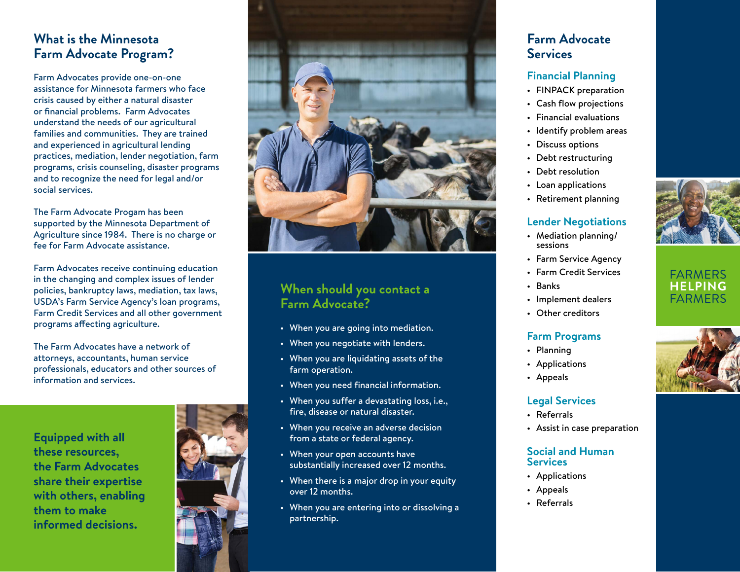## What is the Minnesota Farm Advocate Program?

Farm Advocates provide one-on-one assistance for Minnesota farmers who face crisis caused by either a natural disaster or financial problems. Farm Advocates understand the needs of our agricultural families and communities. They are trained and experienced in agricultural lending practices, mediation, lender negotiation, farm programs, crisis counseling, disaster programs and to recognize the need for legal and/or social services.

The Farm Advocate Progam has been supported by the Minnesota Department of Agriculture since 1984. There is no charge or fee for Farm Advocate assistance.

Farm Advocates receive continuing education in the changing and complex issues of lender policies, bankruptcy laws, mediation, tax laws, USDA's Farm Service Agency's loan programs, Farm Credit Services and all other government programs affecting agriculture.

The Farm Advocates have a network of attorneys, accountants, human service professionals, educators and other sources of information and services.

**Equipped with all these resources, the Farm Advocates share their expertise with others, enabling them to make informed decisions.**

## When should you contact a Farm Advocate?

- When you are going into mediation.
- When you negotiate with lenders.
- When you are liquidating assets of the farm operation.
- When you need financial information.
- When you suffer a devastating loss, i.e., fire, disease or natural disaster.
- When you receive an adverse decision from a state or federal agency.
- When your open accounts have substantially increased over 12 months.
- When there is a major drop in your equity over 12 months.
- When you are entering into or dissolving a partnership.

## Farm Advocate Services

### Financial Planning

- FINPACK preparation
- Cash flow projections
- Financial evaluations
- Identify problem areas
- Discuss options
- Debt restructuring
- Debt resolution
- Loan applications
- Retirement planning

### Lender Negotiations

- Mediation planning/ sessions
- Farm Service Agency
- Farm Credit Services
- Banks
- Implement dealers
- Other creditors

### Farm Programs

- Planning
- Applications
- Appeals

### Legal Services

- Referrals
- Assist in case preparation

### Social and Human Services

- Applications
- Appeals
- Referrals

FARMERS **HELPING** FARMERS